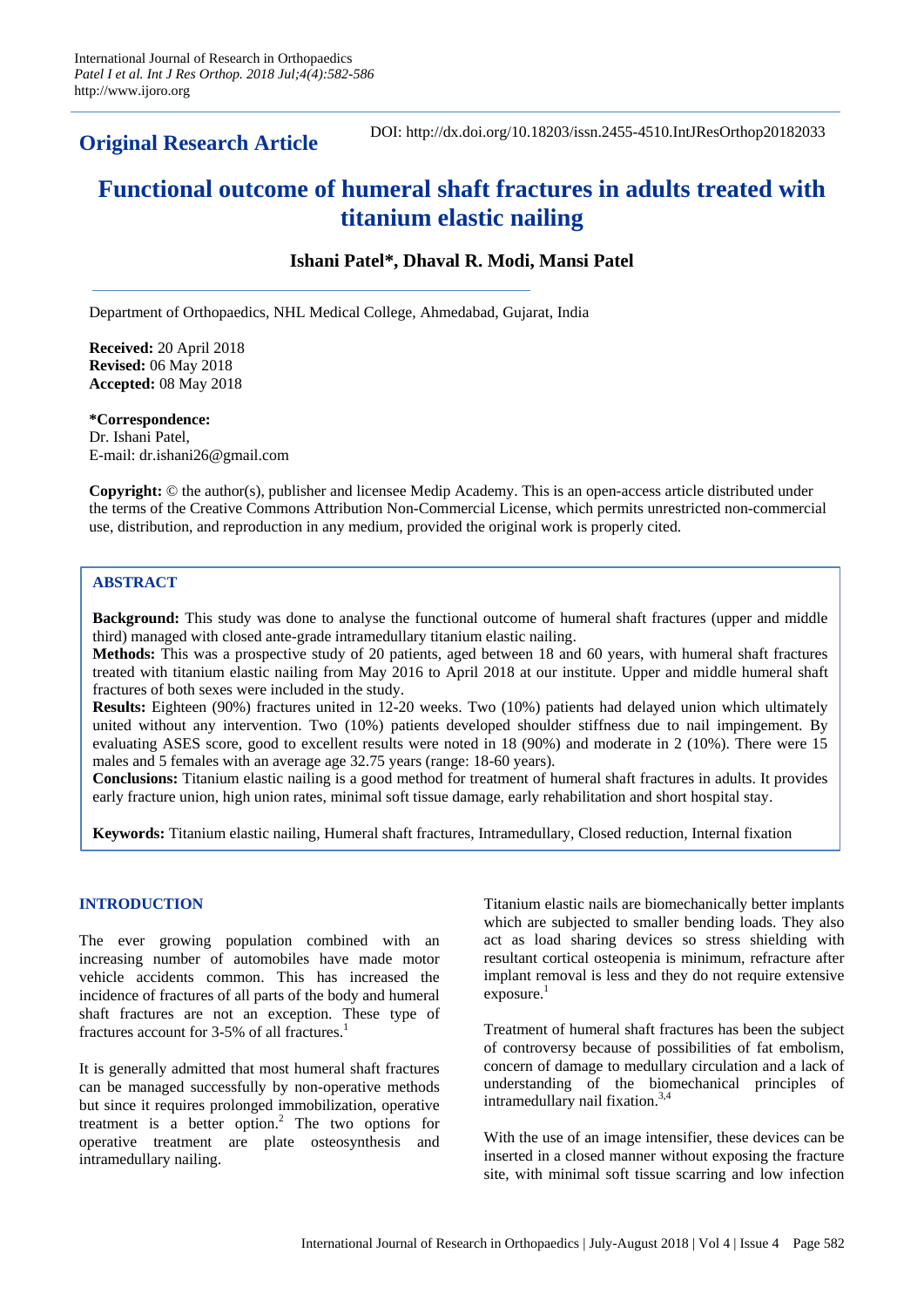International Journal of Research in Orthopaedics
*Patel I et al. Int J Res Orthop. 2018 Jul;4(4):582-586*
http://www.ijoro.org

**Original Research Article**

DOI: http://dx.doi.org/10.18203/issn.2455-4510.IntJResOrthop20182033

# Functional outcome of humeral shaft fractures in adults treated with titanium elastic nailing

**Ishani Patel\*, Dhaval R. Modi, Mansi Patel**

Department of Orthopaedics, NHL Medical College, Ahmedabad, Gujarat, India

**Received:** 20 April 2018
**Revised:** 06 May 2018
**Accepted:** 08 May 2018

**\*Correspondence:**
Dr. Ishani Patel,
E-mail: dr.ishani26@gmail.com

**Copyright:** © the author(s), publisher and licensee Medip Academy. This is an open-access article distributed under the terms of the Creative Commons Attribution Non-Commercial License, which permits unrestricted non-commercial use, distribution, and reproduction in any medium, provided the original work is properly cited.

## ABSTRACT

**Background:** This study was done to analyse the functional outcome of humeral shaft fractures (upper and middle third) managed with closed ante-grade intramedullary titanium elastic nailing.

**Methods:** This was a prospective study of 20 patients, aged between 18 and 60 years, with humeral shaft fractures treated with titanium elastic nailing from May 2016 to April 2018 at our institute. Upper and middle humeral shaft fractures of both sexes were included in the study.

**Results:** Eighteen (90%) fractures united in 12-20 weeks. Two (10%) patients had delayed union which ultimately united without any intervention. Two (10%) patients developed shoulder stiffness due to nail impingement. By evaluating ASES score, good to excellent results were noted in 18 (90%) and moderate in 2 (10%). There were 15 males and 5 females with an average age 32.75 years (range: 18-60 years).

**Conclusions:** Titanium elastic nailing is a good method for treatment of humeral shaft fractures in adults. It provides early fracture union, high union rates, minimal soft tissue damage, early rehabilitation and short hospital stay.

**Keywords:** Titanium elastic nailing, Humeral shaft fractures, Intramedullary, Closed reduction, Internal fixation

## INTRODUCTION

The ever growing population combined with an increasing number of automobiles have made motor vehicle accidents common. This has increased the incidence of fractures of all parts of the body and humeral shaft fractures are not an exception. These type of fractures account for 3-5% of all fractures.[1]

It is generally admitted that most humeral shaft fractures can be managed successfully by non-operative methods but since it requires prolonged immobilization, operative treatment is a better option.[2] The two options for operative treatment are plate osteosynthesis and intramedullary nailing.

Titanium elastic nails are biomechanically better implants which are subjected to smaller bending loads. They also act as load sharing devices so stress shielding with resultant cortical osteopenia is minimum, refracture after implant removal is less and they do not require extensive exposure.[1]

Treatment of humeral shaft fractures has been the subject of controversy because of possibilities of fat embolism, concern of damage to medullary circulation and a lack of understanding of the biomechanical principles of intramedullary nail fixation.[3,4]

With the use of an image intensifier, these devices can be inserted in a closed manner without exposing the fracture site, with minimal soft tissue scarring and low infection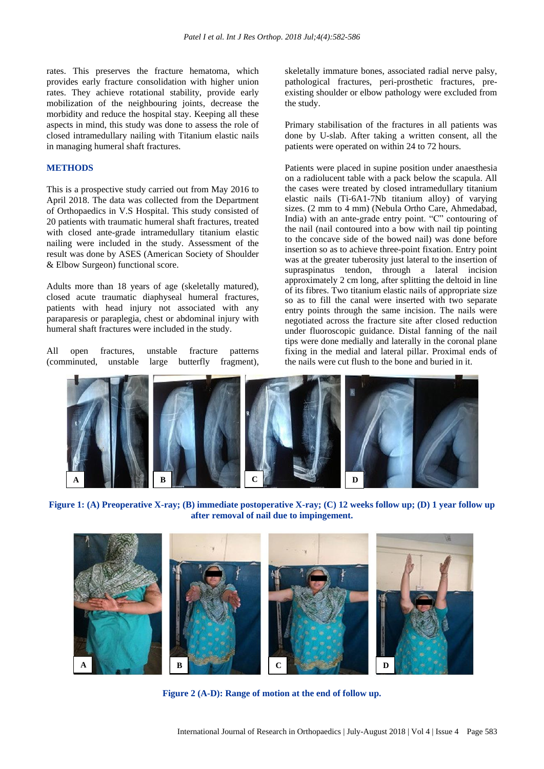rates. This preserves the fracture hematoma, which provides early fracture consolidation with higher union rates. They achieve rotational stability, provide early mobilization of the neighbouring joints, decrease the morbidity and reduce the hospital stay. Keeping all these aspects in mind, this study was done to assess the role of closed intramedullary nailing with Titanium elastic nails in managing humeral shaft fractures.

## METHODS

This is a prospective study carried out from May 2016 to April 2018. The data was collected from the Department of Orthopaedics in V.S Hospital. This study consisted of 20 patients with traumatic humeral shaft fractures, treated with closed ante-grade intramedullary titanium elastic nailing were included in the study. Assessment of the result was done by ASES (American Society of Shoulder & Elbow Surgeon) functional score.

Adults more than 18 years of age (skeletally matured), closed acute traumatic diaphyseal humeral fractures, patients with head injury not associated with any paraparesis or paraplegia, chest or abdominal injury with humeral shaft fractures were included in the study.

All open fractures, unstable fracture patterns (comminuted, unstable large butterfly fragment), skeletally immature bones, associated radial nerve palsy, pathological fractures, peri-prosthetic fractures, pre-existing shoulder or elbow pathology were excluded from the study.

Primary stabilisation of the fractures in all patients was done by U-slab. After taking a written consent, all the patients were operated on within 24 to 72 hours.

Patients were placed in supine position under anaesthesia on a radiolucent table with a pack below the scapula. All the cases were treated by closed intramedullary titanium elastic nails (Ti-6A1-7Nb titanium alloy) of varying sizes. (2 mm to 4 mm) (Nebula Ortho Care, Ahmedabad, India) with an ante-grade entry point. "C" contouring of the nail (nail contoured into a bow with nail tip pointing to the concave side of the bowed nail) was done before insertion so as to achieve three-point fixation. Entry point was at the greater tuberosity just lateral to the insertion of supraspinatus tendon, through a lateral incision approximately 2 cm long, after splitting the deltoid in line of its fibres. Two titanium elastic nails of appropriate size so as to fill the canal were inserted with two separate entry points through the same incision. The nails were negotiated across the fracture site after closed reduction under fluoroscopic guidance. Distal fanning of the nail tips were done medially and laterally in the coronal plane fixing in the medial and lateral pillar. Proximal ends of the nails were cut flush to the bone and buried in it.

**Figure 1: (A) Preoperative X-ray; (B) immediate postoperative X-ray; (C) 12 weeks follow up; (D) 1 year follow up after removal of nail due to impingement.**

**Figure 2 (A-D): Range of motion at the end of follow up.**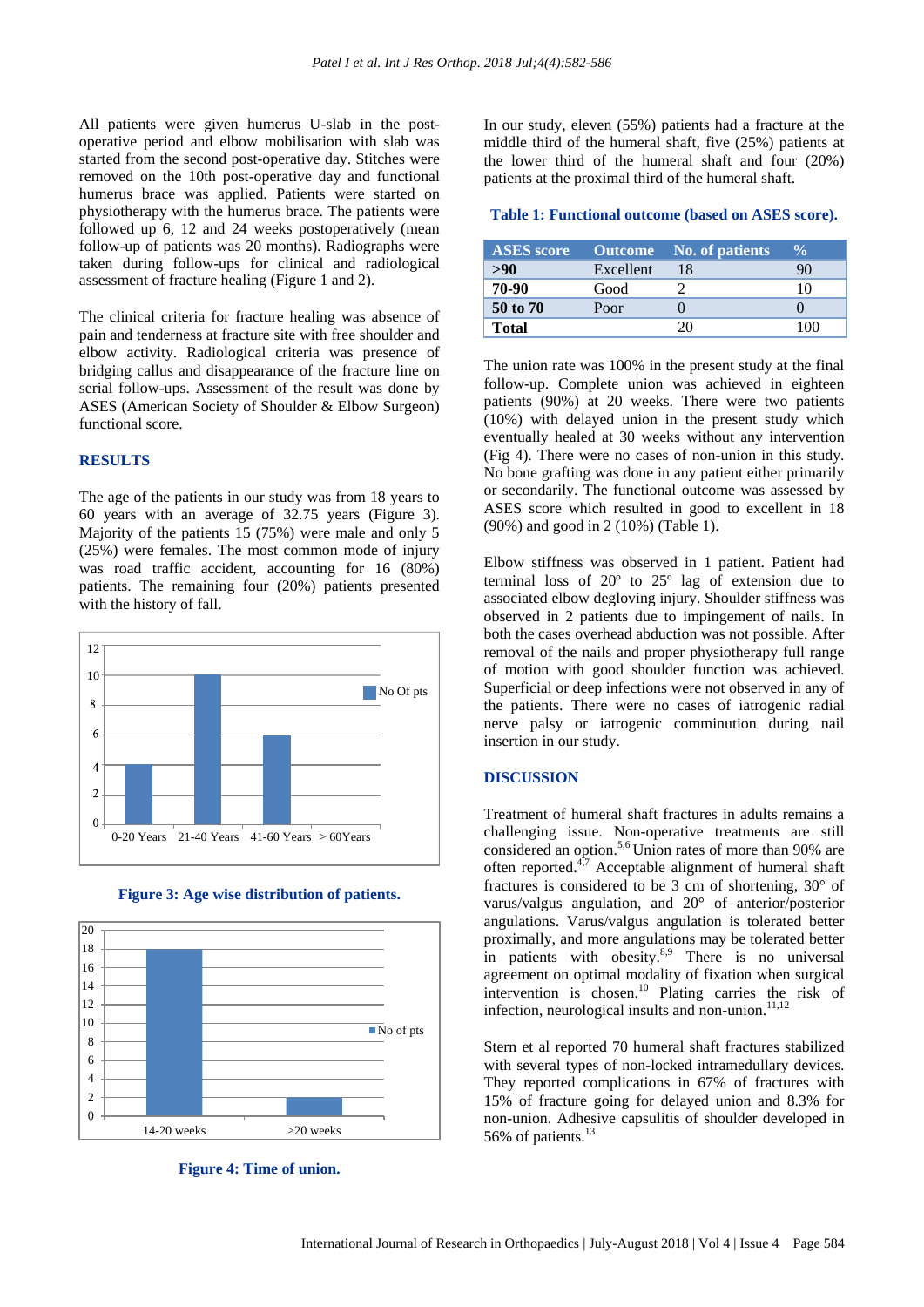All patients were given humerus U-slab in the post-operative period and elbow mobilisation with slab was started from the second post-operative day. Stitches were removed on the 10th post-operative day and functional humerus brace was applied. Patients were started on physiotherapy with the humerus brace. The patients were followed up 6, 12 and 24 weeks postoperatively (mean follow-up of patients was 20 months). Radiographs were taken during follow-ups for clinical and radiological assessment of fracture healing (Figure 1 and 2).

The clinical criteria for fracture healing was absence of pain and tenderness at fracture site with free shoulder and elbow activity. Radiological criteria was presence of bridging callus and disappearance of the fracture line on serial follow-ups. Assessment of the result was done by ASES (American Society of Shoulder & Elbow Surgeon) functional score.

## RESULTS

The age of the patients in our study was from 18 years to 60 years with an average of 32.75 years (Figure 3). Majority of the patients 15 (75%) were male and only 5 (25%) were females. The most common mode of injury was road traffic accident, accounting for 16 (80%) patients. The remaining four (20%) patients presented with the history of fall.

Figure 3: Age wise distribution of patients.

Figure 4: Time of union.

In our study, eleven (55%) patients had a fracture at the middle third of the humeral shaft, five (25%) patients at the lower third of the humeral shaft and four (20%) patients at the proximal third of the humeral shaft.

**Table 1: Functional outcome (based on ASES score).**

| ASES score | Outcome | No. of patients | % |
|---|---|---|---|
| **>90** | Excellent | 18 | 90 |
| **70-90** | Good | 2 | 10 |
| **50 to 70** | Poor | 0 | 0 |
| **Total** | | 20 | 100 |

The union rate was 100% in the present study at the final follow-up. Complete union was achieved in eighteen patients (90%) at 20 weeks. There were two patients (10%) with delayed union in the present study which eventually healed at 30 weeks without any intervention (Fig 4). There were no cases of non-union in this study. No bone grafting was done in any patient either primarily or secondarily. The functional outcome was assessed by ASES score which resulted in good to excellent in 18 (90%) and good in 2 (10%) (Table 1).

Elbow stiffness was observed in 1 patient. Patient had terminal loss of 20º to 25º lag of extension due to associated elbow degloving injury. Shoulder stiffness was observed in 2 patients due to impingement of nails. In both the cases overhead abduction was not possible. After removal of the nails and proper physiotherapy full range of motion with good shoulder function was achieved. Superficial or deep infections were not observed in any of the patients. There were no cases of iatrogenic radial nerve palsy or iatrogenic comminution during nail insertion in our study.

## DISCUSSION

Treatment of humeral shaft fractures in adults remains a challenging issue. Non-operative treatments are still considered an option.[5,6] Union rates of more than 90% are often reported.[4,7] Acceptable alignment of humeral shaft fractures is considered to be 3 cm of shortening, 30° of varus/valgus angulation, and 20° of anterior/posterior angulations. Varus/valgus angulation is tolerated better proximally, and more angulations may be tolerated better in patients with obesity.[8,9] There is no universal agreement on optimal modality of fixation when surgical intervention is chosen.[10] Plating carries the risk of infection, neurological insults and non-union.[11,12]

Stern et al reported 70 humeral shaft fractures stabilized with several types of non-locked intramedullary devices. They reported complications in 67% of fractures with 15% of fracture going for delayed union and 8.3% for non-union. Adhesive capsulitis of shoulder developed in 56% of patients.[13]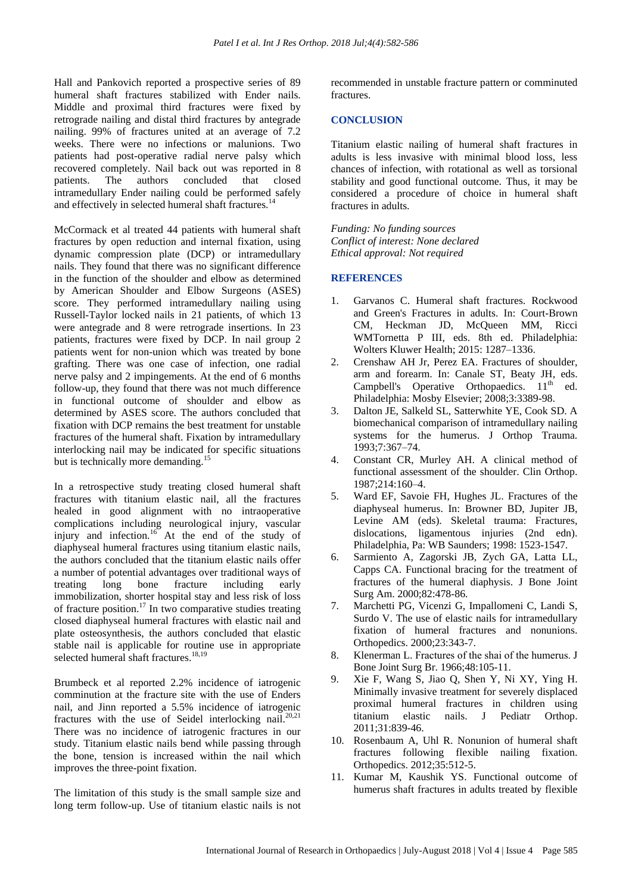Hall and Pankovich reported a prospective series of 89 humeral shaft fractures stabilized with Ender nails. Middle and proximal third fractures were fixed by retrograde nailing and distal third fractures by antegrade nailing. 99% of fractures united at an average of 7.2 weeks. There were no infections or malunions. Two patients had post-operative radial nerve palsy which recovered completely. Nail back out was reported in 8 patients. The authors concluded that closed intramedullary Ender nailing could be performed safely and effectively in selected humeral shaft fractures.[14]

McCormack et al treated 44 patients with humeral shaft fractures by open reduction and internal fixation, using dynamic compression plate (DCP) or intramedullary nails. They found that there was no significant difference in the function of the shoulder and elbow as determined by American Shoulder and Elbow Surgeons (ASES) score. They performed intramedullary nailing using Russell-Taylor locked nails in 21 patients, of which 13 were antegrade and 8 were retrograde insertions. In 23 patients, fractures were fixed by DCP. In nail group 2 patients went for non-union which was treated by bone grafting. There was one case of infection, one radial nerve palsy and 2 impingements. At the end of 6 months follow-up, they found that there was not much difference in functional outcome of shoulder and elbow as determined by ASES score. The authors concluded that fixation with DCP remains the best treatment for unstable fractures of the humeral shaft. Fixation by intramedullary interlocking nail may be indicated for specific situations but is technically more demanding.[15]

In a retrospective study treating closed humeral shaft fractures with titanium elastic nail, all the fractures healed in good alignment with no intraoperative complications including neurological injury, vascular injury and infection.[16] At the end of the study of diaphyseal humeral fractures using titanium elastic nails, the authors concluded that the titanium elastic nails offer a number of potential advantages over traditional ways of treating long bone fracture including early immobilization, shorter hospital stay and less risk of loss of fracture position.[17] In two comparative studies treating closed diaphyseal humeral fractures with elastic nail and plate osteosynthesis, the authors concluded that elastic stable nail is applicable for routine use in appropriate selected humeral shaft fractures.[18,19]

Brumbeck et al reported 2.2% incidence of iatrogenic comminution at the fracture site with the use of Enders nail, and Jinn reported a 5.5% incidence of iatrogenic fractures with the use of Seidel interlocking nail.[20,21] There was no incidence of iatrogenic fractures in our study. Titanium elastic nails bend while passing through the bone, tension is increased within the nail which improves the three-point fixation.

The limitation of this study is the small sample size and long term follow-up. Use of titanium elastic nails is not recommended in unstable fracture pattern or comminuted fractures.

## CONCLUSION

Titanium elastic nailing of humeral shaft fractures in adults is less invasive with minimal blood loss, less chances of infection, with rotational as well as torsional stability and good functional outcome. Thus, it may be considered a procedure of choice in humeral shaft fractures in adults.

*Funding: No funding sources*
*Conflict of interest: None declared*
*Ethical approval: Not required*

## REFERENCES

1. Garvanos C. Humeral shaft fractures. Rockwood and Green's Fractures in adults. In: Court-Brown CM, Heckman JD, McQueen MM, Ricci WMTornetta P III, eds. 8th ed. Philadelphia: Wolters Kluwer Health; 2015: 1287–1336.
2. Crenshaw AH Jr, Perez EA. Fractures of shoulder, arm and forearm. In: Canale ST, Beaty JH, eds. Campbell's Operative Orthopaedics. 11th ed. Philadelphia: Mosby Elsevier; 2008;3:3389-98.
3. Dalton JE, Salkeld SL, Satterwhite YE, Cook SD. A biomechanical comparison of intramedullary nailing systems for the humerus. J Orthop Trauma. 1993;7:367–74.
4. Constant CR, Murley AH. A clinical method of functional assessment of the shoulder. Clin Orthop. 1987;214:160–4.
5. Ward EF, Savoie FH, Hughes JL. Fractures of the diaphyseal humerus. In: Browner BD, Jupiter JB, Levine AM (eds). Skeletal trauma: Fractures, dislocations, ligamentous injuries (2nd edn). Philadelphia, Pa: WB Saunders; 1998: 1523-1547.
6. Sarmiento A, Zagorski JB, Zych GA, Latta LL, Capps CA. Functional bracing for the treatment of fractures of the humeral diaphysis. J Bone Joint Surg Am. 2000;82:478-86.
7. Marchetti PG, Vicenzi G, Impallomeni C, Landi S, Surdo V. The use of elastic nails for intramedullary fixation of humeral fractures and nonunions. Orthopedics. 2000;23:343-7.
8. Klenerman L. Fractures of the shai of the humerus. J Bone Joint Surg Br. 1966;48:105-11.
9. Xie F, Wang S, Jiao Q, Shen Y, Ni XY, Ying H. Minimally invasive treatment for severely displaced proximal humeral fractures in children using titanium elastic nails. J Pediatr Orthop. 2011;31:839-46.
10. Rosenbaum A, Uhl R. Nonunion of humeral shaft fractures following flexible nailing fixation. Orthopedics. 2012;35:512-5.
11. Kumar M, Kaushik YS. Functional outcome of humerus shaft fractures in adults treated by flexible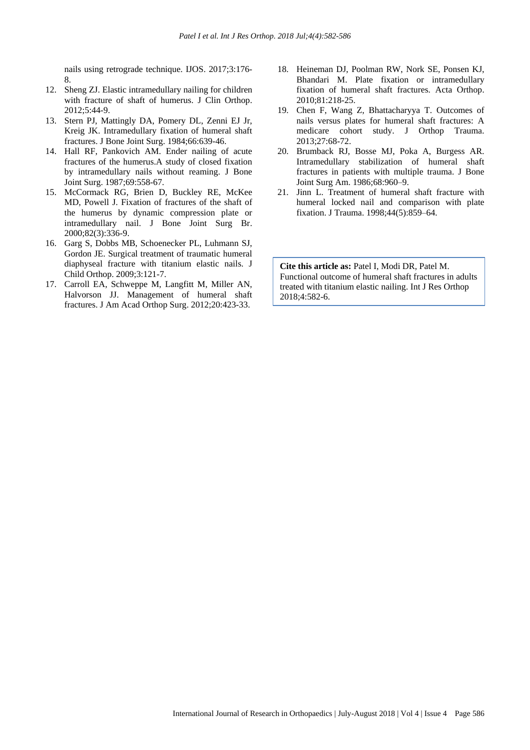nails using retrograde technique. IJOS. 2017;3:176-8.

12. Sheng ZJ. Elastic intramedullary nailing for children with fracture of shaft of humerus. J Clin Orthop. 2012;5:44-9.
13. Stern PJ, Mattingly DA, Pomery DL, Zenni EJ Jr, Kreig JK. Intramedullary fixation of humeral shaft fractures. J Bone Joint Surg. 1984;66:639-46.
14. Hall RF, Pankovich AM. Ender nailing of acute fractures of the humerus.A study of closed fixation by intramedullary nails without reaming. J Bone Joint Surg. 1987;69:558-67.
15. McCormack RG, Brien D, Buckley RE, McKee MD, Powell J. Fixation of fractures of the shaft of the humerus by dynamic compression plate or intramedullary nail. J Bone Joint Surg Br. 2000;82(3):336-9.
16. Garg S, Dobbs MB, Schoenecker PL, Luhmann SJ, Gordon JE. Surgical treatment of traumatic humeral diaphyseal fracture with titanium elastic nails. J Child Orthop. 2009;3:121-7.
17. Carroll EA, Schweppe M, Langfitt M, Miller AN, Halvorson JJ. Management of humeral shaft fractures. J Am Acad Orthop Surg. 2012;20:423-33.
18. Heineman DJ, Poolman RW, Nork SE, Ponsen KJ, Bhandari M. Plate fixation or intramedullary fixation of humeral shaft fractures. Acta Orthop. 2010;81:218-25.
19. Chen F, Wang Z, Bhattacharyya T. Outcomes of nails versus plates for humeral shaft fractures: A medicare cohort study. J Orthop Trauma. 2013;27:68-72.
20. Brumback RJ, Bosse MJ, Poka A, Burgess AR. Intramedullary stabilization of humeral shaft fractures in patients with multiple trauma. J Bone Joint Surg Am. 1986;68:960–9.
21. Jinn L. Treatment of humeral shaft fracture with humeral locked nail and comparison with plate fixation. J Trauma. 1998;44(5):859–64.

**Cite this article as:** Patel I, Modi DR, Patel M. Functional outcome of humeral shaft fractures in adults treated with titanium elastic nailing. Int J Res Orthop 2018;4:582-6.